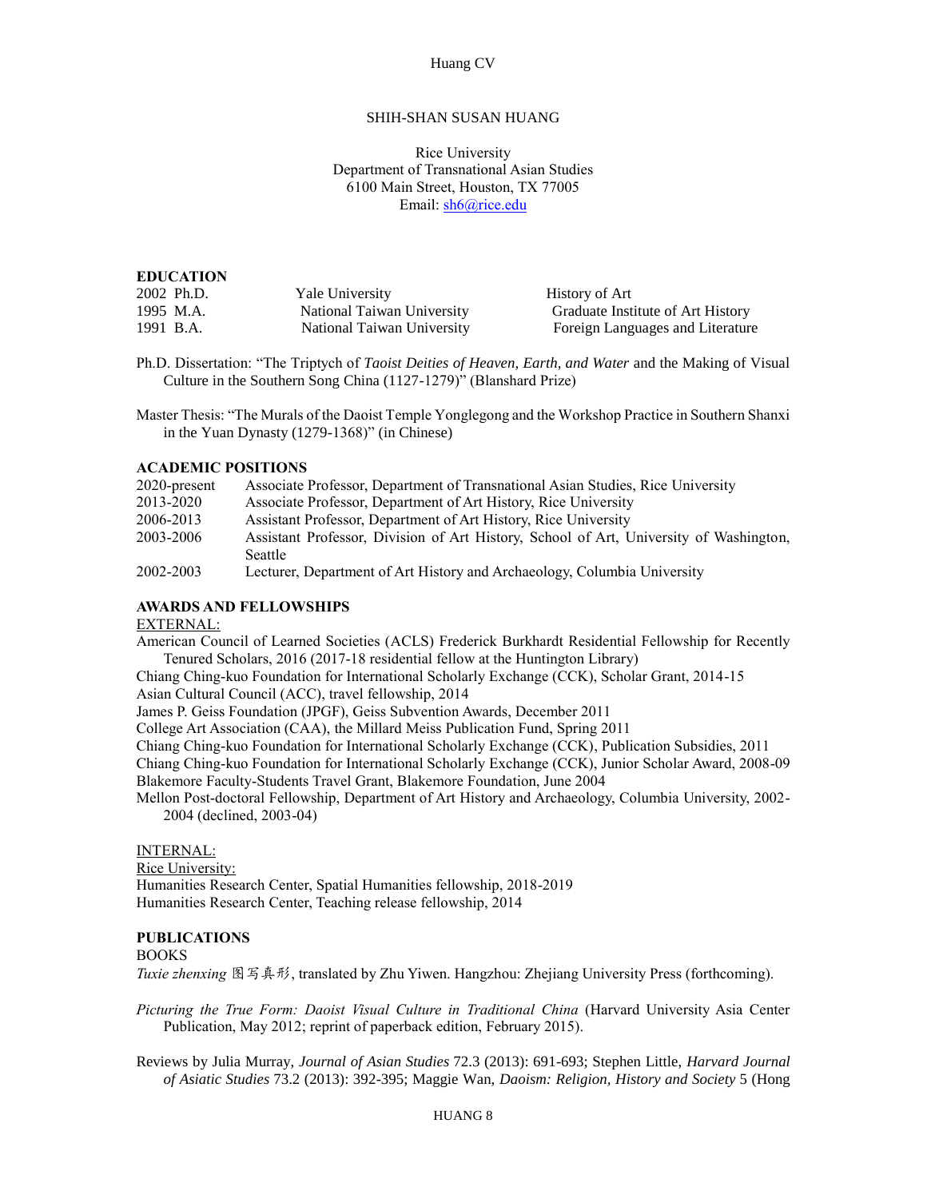# SHIH-SHAN SUSAN HUANG

Rice University
Department of Transnational Asian Studies
6100 Main Street, Houston, TX 77005
Email: sh6@rice.edu

## EDUCATION

| | | |
|---|---|---|
| 2002 Ph.D. | Yale University | History of Art |
| 1995 M.A. | National Taiwan University | Graduate Institute of Art History |
| 1991 B.A. | National Taiwan University | Foreign Languages and Literature |

Ph.D. Dissertation: "The Triptych of *Taoist Deities of Heaven, Earth, and Water* and the Making of Visual Culture in the Southern Song China (1127-1279)" (Blanshard Prize)

Master Thesis: "The Murals of the Daoist Temple Yonglegong and the Workshop Practice in Southern Shanxi in the Yuan Dynasty (1279-1368)" (in Chinese)

## ACADEMIC POSITIONS

| | |
|---|---|
| 2020-present | Associate Professor, Department of Transnational Asian Studies, Rice University |
| 2013-2020 | Associate Professor, Department of Art History, Rice University |
| 2006-2013 | Assistant Professor, Department of Art History, Rice University |
| 2003-2006 | Assistant Professor, Division of Art History, School of Art, University of Washington, Seattle |
| 2002-2003 | Lecturer, Department of Art History and Archaeology, Columbia University |

## AWARDS AND FELLOWSHIPS

EXTERNAL:

American Council of Learned Societies (ACLS) Frederick Burkhardt Residential Fellowship for Recently Tenured Scholars, 2016 (2017-18 residential fellow at the Huntington Library)

Chiang Ching-kuo Foundation for International Scholarly Exchange (CCK), Scholar Grant, 2014-15

Asian Cultural Council (ACC), travel fellowship, 2014

James P. Geiss Foundation (JPGF), Geiss Subvention Awards, December 2011

College Art Association (CAA), the Millard Meiss Publication Fund, Spring 2011

Chiang Ching-kuo Foundation for International Scholarly Exchange (CCK), Publication Subsidies, 2011

Chiang Ching-kuo Foundation for International Scholarly Exchange (CCK), Junior Scholar Award, 2008-09

Blakemore Faculty-Students Travel Grant, Blakemore Foundation, June 2004

Mellon Post-doctoral Fellowship, Department of Art History and Archaeology, Columbia University, 2002-2004 (declined, 2003-04)

INTERNAL:

Rice University:

Humanities Research Center, Spatial Humanities fellowship, 2018-2019

Humanities Research Center, Teaching release fellowship, 2014

## PUBLICATIONS

BOOKS

*Tuxie zhenxing* 图写真形, translated by Zhu Yiwen. Hangzhou: Zhejiang University Press (forthcoming).

*Picturing the True Form: Daoist Visual Culture in Traditional China* (Harvard University Asia Center Publication, May 2012; reprint of paperback edition, February 2015).

Reviews by Julia Murray, *Journal of Asian Studies* 72.3 (2013): 691-693; Stephen Little, *Harvard Journal of Asiatic Studies* 73.2 (2013): 392-395; Maggie Wan, *Daoism: Religion, History and Society* 5 (Hong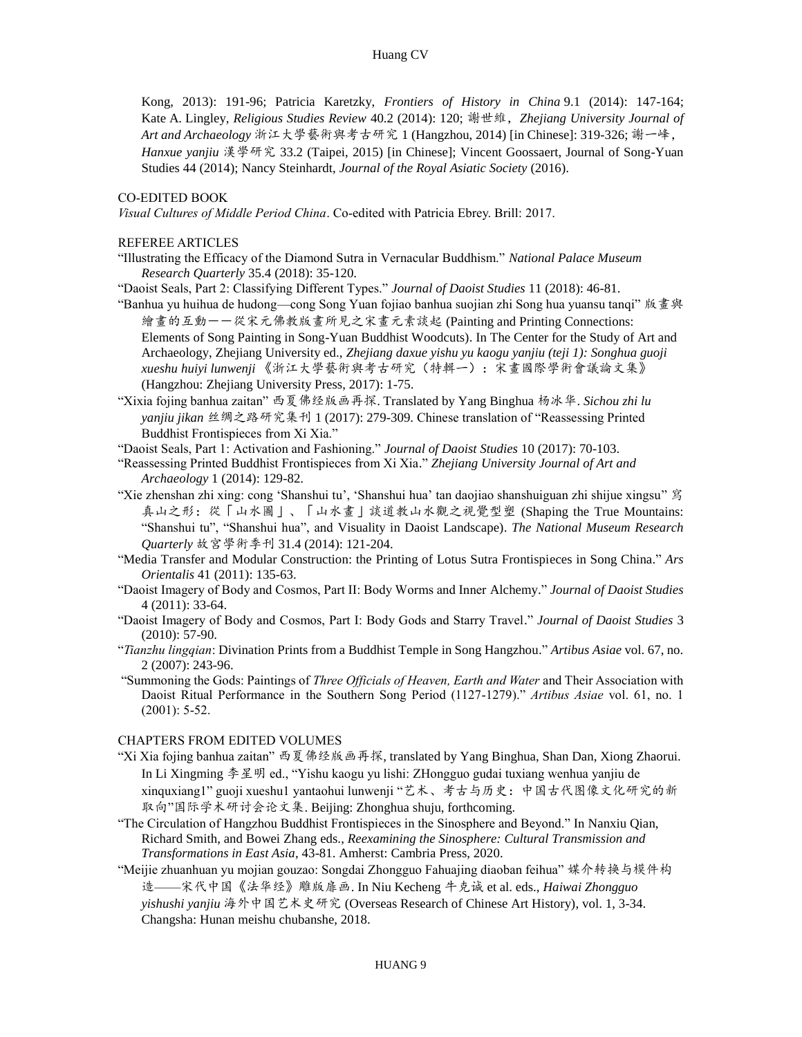Kong, 2013): 191-96; Patricia Karetzky, *Frontiers of History in China* 9.1 (2014): 147-164; Kate A. Lingley, *Religious Studies Review* 40.2 (2014): 120; 謝世維, *Zhejiang University Journal of Art and Archaeology* 浙江大學藝術與考古研究 1 (Hangzhou, 2014) [in Chinese]: 319-326; 謝一峰, *Hanxue yanjiu* 漢學研究 33.2 (Taipei, 2015) [in Chinese]; Vincent Goossaert, Journal of Song-Yuan Studies 44 (2014); Nancy Steinhardt, *Journal of the Royal Asiatic Society* (2016).

CO-EDITED BOOK

*Visual Cultures of Middle Period China*. Co-edited with Patricia Ebrey. Brill: 2017.

REFEREE ARTICLES

"Illustrating the Efficacy of the Diamond Sutra in Vernacular Buddhism." *National Palace Museum Research Quarterly* 35.4 (2018): 35-120.

"Daoist Seals, Part 2: Classifying Different Types." *Journal of Daoist Studies* 11 (2018): 46-81.

"Banhua yu huihua de hudong—cong Song Yuan fojiao banhua suojian zhi Song hua yuansu tanqi" 版畫與繪畫的互動——從宋元佛教版畫所見之宋畫元素談起 (Painting and Printing Connections: Elements of Song Painting in Song-Yuan Buddhist Woodcuts). In The Center for the Study of Art and Archaeology, Zhejiang University ed., *Zhejiang daxue yishu yu kaogu yanjiu (teji 1): Songhua guoji xueshu huiyi lunwenji* 《浙江大學藝術與考古研究（特輯一）：宋畫國際學術會議論文集》 (Hangzhou: Zhejiang University Press, 2017): 1-75.

"Xixia fojing banhua zaitan" 西夏佛经版画再探. Translated by Yang Binghua 杨冰华. *Sichou zhi lu yanjiu jikan* 丝绸之路研究集刊 1 (2017): 279-309. Chinese translation of "Reassessing Printed Buddhist Frontispieces from Xi Xia."

"Daoist Seals, Part 1: Activation and Fashioning." *Journal of Daoist Studies* 10 (2017): 70-103.

"Reassessing Printed Buddhist Frontispieces from Xi Xia." *Zhejiang University Journal of Art and Archaeology* 1 (2014): 129-82.

"Xie zhenshan zhi xing: cong 'Shanshui tu', 'Shanshui hua' tan daojiao shanshuiguan zhi shijue xingsu" 寫真山之形：從「山水圖」、「山水畫」談道教山水觀之視覺型塑 (Shaping the True Mountains: "Shanshui tu", "Shanshui hua", and Visuality in Daoist Landscape). *The National Museum Research Quarterly* 故宮學術季刊 31.4 (2014): 121-204.

"Media Transfer and Modular Construction: the Printing of Lotus Sutra Frontispieces in Song China." *Ars Orientalis* 41 (2011): 135-63.

"Daoist Imagery of Body and Cosmos, Part II: Body Worms and Inner Alchemy." *Journal of Daoist Studies* 4 (2011): 33-64.

"Daoist Imagery of Body and Cosmos, Part I: Body Gods and Starry Travel." *Journal of Daoist Studies* 3 (2010): 57-90.

"*Tianzhu lingqian*: Divination Prints from a Buddhist Temple in Song Hangzhou." *Artibus Asiae* vol. 67, no. 2 (2007): 243-96.

"Summoning the Gods: Paintings of *Three Officials of Heaven, Earth and Water* and Their Association with Daoist Ritual Performance in the Southern Song Period (1127-1279)." *Artibus Asiae* vol. 61, no. 1 (2001): 5-52.

CHAPTERS FROM EDITED VOLUMES

"Xi Xia fojing banhua zaitan" 西夏佛经版画再探, translated by Yang Binghua, Shan Dan, Xiong Zhaorui. In Li Xingming 李星明 ed., "Yishu kaogu yu lishi: ZHongguo gudai tuxiang wenhua yanjiu de xinquxiang1" guoji xueshu1 yantaohui lunwenji "艺术、考古与历史：中国古代图像文化研究的新取向"国际学术研讨会论文集. Beijing: Zhonghua shuju, forthcoming.

"The Circulation of Hangzhou Buddhist Frontispieces in the Sinosphere and Beyond." In Nanxiu Qian, Richard Smith, and Bowei Zhang eds., *Reexamining the Sinosphere: Cultural Transmission and Transformations in East Asia*, 43-81. Amherst: Cambria Press, 2020.

"Meijie zhuanhuan yu mojian gouzao: Songdai Zhongguo Fahuajing diaoban feihua" 媒介转换与模件构造——宋代中国《法华经》雕版扉画. In Niu Kecheng 牛克诚 et al. eds., *Haiwai Zhongguo yishushi yanjiu* 海外中国艺术史研究 (Overseas Research of Chinese Art History), vol. 1, 3-34. Changsha: Hunan meishu chubanshe, 2018.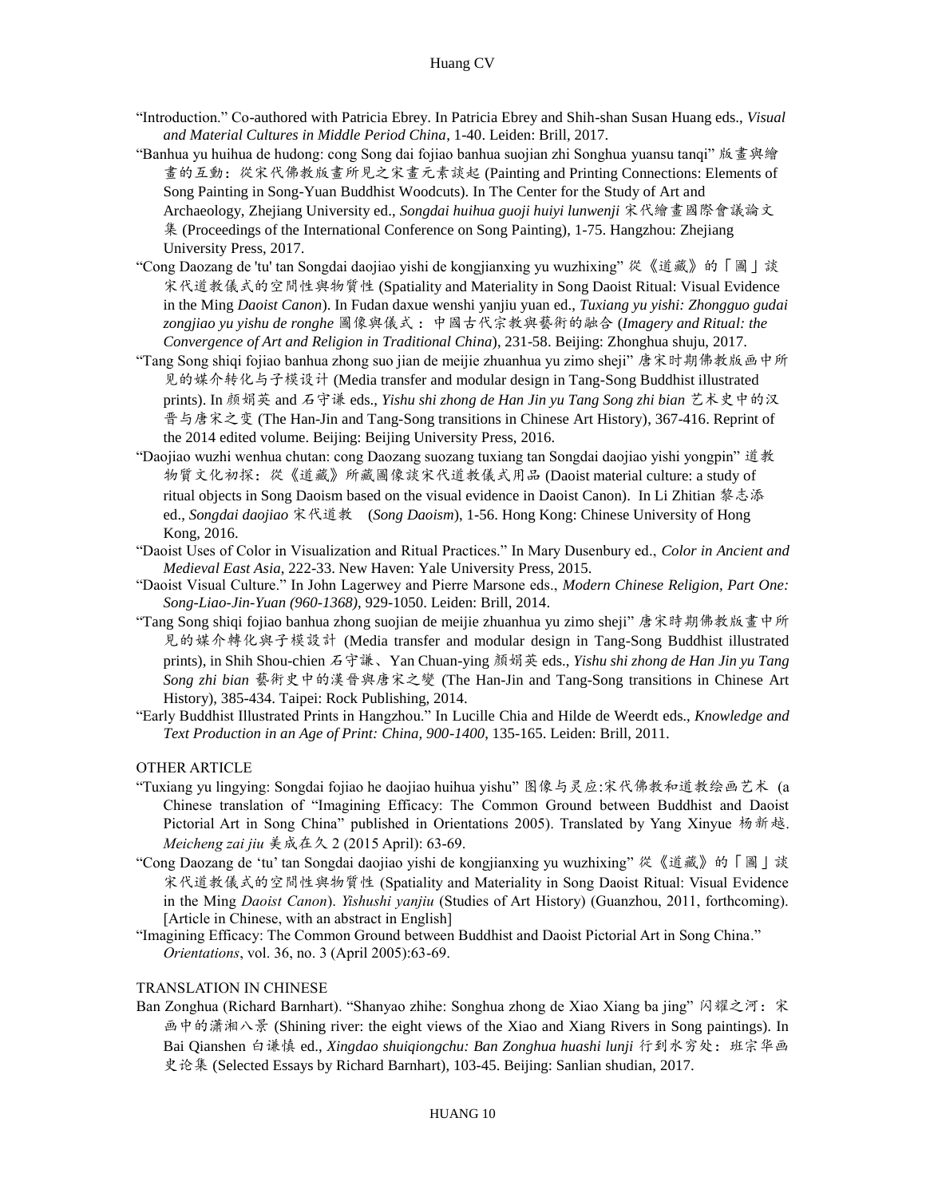"Introduction." Co-authored with Patricia Ebrey. In Patricia Ebrey and Shih-shan Susan Huang eds., *Visual and Material Cultures in Middle Period China*, 1-40. Leiden: Brill, 2017.

"Banhua yu huihua de hudong: cong Song dai fojiao banhua suojian zhi Songhua yuansu tanqi" 版畫與繪畫的互動：從宋代佛教版畫所見之宋畫元素談起 (Painting and Printing Connections: Elements of Song Painting in Song-Yuan Buddhist Woodcuts). In The Center for the Study of Art and Archaeology, Zhejiang University ed., *Songdai huihua guoji huiyi lunwenji* 宋代繪畫國際會議論文集 (Proceedings of the International Conference on Song Painting), 1-75. Hangzhou: Zhejiang University Press, 2017.

"Cong Daozang de 'tu' tan Songdai daojiao yishi de kongjianxing yu wuzhixing" 從《道藏》的「圖」談宋代道教儀式的空間性與物質性 (Spatiality and Materiality in Song Daoist Ritual: Visual Evidence in the Ming *Daoist Canon*). In Fudan daxue wenshi yanjiu yuan ed., *Tuxiang yu yishi: Zhongguo gudai zongjiao yu yishu de ronghe* 圖像與儀式：中國古代宗教與藝術的融合 (*Imagery and Ritual: the Convergence of Art and Religion in Traditional China*), 231-58. Beijing: Zhonghua shuju, 2017.

"Tang Song shiqi fojiao banhua zhong suo jian de meijie zhuanhua yu zimo sheji" 唐宋时期佛教版画中所见的媒介转化与子模设计 (Media transfer and modular design in Tang-Song Buddhist illustrated prints). In 颜娟英 and 石守谦 eds., *Yishu shi zhong de Han Jin yu Tang Song zhi bian* 艺术史中的汉晋与唐宋之变 (The Han-Jin and Tang-Song transitions in Chinese Art History), 367-416. Reprint of the 2014 edited volume. Beijing: Beijing University Press, 2016.

"Daojiao wuzhi wenhua chutan: cong Daozang suozang tuxiang tan Songdai daojiao yishi yongpin" 道教物質文化初探：從《道藏》所藏圖像談宋代道教儀式用品 (Daoist material culture: a study of ritual objects in Song Daoism based on the visual evidence in Daoist Canon). In Li Zhitian 黎志添 ed., *Songdai daojiao* 宋代道教 (*Song Daoism*), 1-56. Hong Kong: Chinese University of Hong Kong, 2016.

"Daoist Uses of Color in Visualization and Ritual Practices." In Mary Dusenbury ed., *Color in Ancient and Medieval East Asia*, 222-33. New Haven: Yale University Press, 2015.

"Daoist Visual Culture." In John Lagerwey and Pierre Marsone eds., *Modern Chinese Religion, Part One: Song-Liao-Jin-Yuan (960-1368)*, 929-1050. Leiden: Brill, 2014.

"Tang Song shiqi fojiao banhua zhong suojian de meijie zhuanhua yu zimo sheji" 唐宋時期佛教版畫中所見的媒介轉化與子模設計 (Media transfer and modular design in Tang-Song Buddhist illustrated prints), in Shih Shou-chien 石守謙、Yan Chuan-ying 顏娟英 eds., *Yishu shi zhong de Han Jin yu Tang Song zhi bian* 藝術史中的漢晉與唐宋之變 (The Han-Jin and Tang-Song transitions in Chinese Art History), 385-434. Taipei: Rock Publishing, 2014.

"Early Buddhist Illustrated Prints in Hangzhou." In Lucille Chia and Hilde de Weerdt eds., *Knowledge and Text Production in an Age of Print: China, 900-1400*, 135-165. Leiden: Brill, 2011.

OTHER ARTICLE

"Tuxiang yu lingying: Songdai fojiao he daojiao huihua yishu" 图像与灵应:宋代佛教和道教绘画艺术 (a Chinese translation of "Imagining Efficacy: The Common Ground between Buddhist and Daoist Pictorial Art in Song China" published in Orientations 2005). Translated by Yang Xinyue 杨新越. *Meicheng zai jiu* 美成在久 2 (2015 April): 63-69.

"Cong Daozang de 'tu' tan Songdai daojiao yishi de kongjianxing yu wuzhixing" 從《道藏》的「圖」談宋代道教儀式的空間性與物質性 (Spatiality and Materiality in Song Daoist Ritual: Visual Evidence in the Ming *Daoist Canon*). *Yishushi yanjiu* (Studies of Art History) (Guanzhou, 2011, forthcoming). [Article in Chinese, with an abstract in English]

"Imagining Efficacy: The Common Ground between Buddhist and Daoist Pictorial Art in Song China." *Orientations*, vol. 36, no. 3 (April 2005):63-69.

TRANSLATION IN CHINESE

Ban Zonghua (Richard Barnhart). "Shanyao zhihe: Songhua zhong de Xiao Xiang ba jing" 闪耀之河：宋画中的潇湘八景 (Shining river: the eight views of the Xiao and Xiang Rivers in Song paintings). In Bai Qianshen 白谦慎 ed., *Xingdao shuiqiongchu: Ban Zonghua huashi lunji* 行到水穷处：班宗华画史论集 (Selected Essays by Richard Barnhart), 103-45. Beijing: Sanlian shudian, 2017.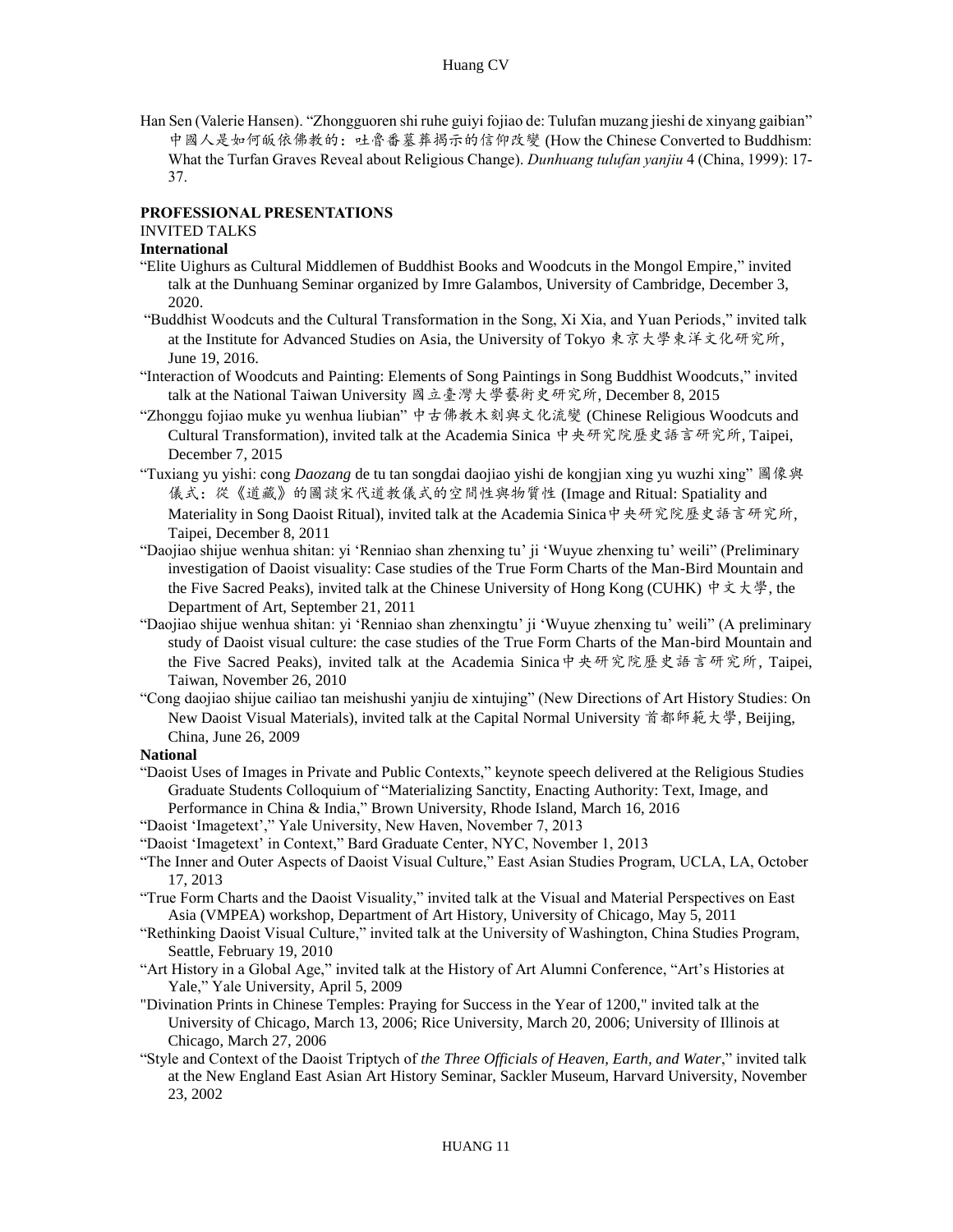Han Sen (Valerie Hansen). "Zhongguoren shi ruhe guiyi fojiao de: Tulufan muzang jieshi de xinyang gaibian" 中國人是如何皈依佛教的：吐魯番墓葬揭示的信仰改變 (How the Chinese Converted to Buddhism: What the Turfan Graves Reveal about Religious Change). *Dunhuang tulufan yanjiu* 4 (China, 1999): 17-37.

## PROFESSIONAL PRESENTATIONS

INVITED TALKS

**International**

"Elite Uighurs as Cultural Middlemen of Buddhist Books and Woodcuts in the Mongol Empire," invited talk at the Dunhuang Seminar organized by Imre Galambos, University of Cambridge, December 3, 2020.

"Buddhist Woodcuts and the Cultural Transformation in the Song, Xi Xia, and Yuan Periods," invited talk at the Institute for Advanced Studies on Asia, the University of Tokyo 東京大學東洋文化研究所, June 19, 2016.

"Interaction of Woodcuts and Painting: Elements of Song Paintings in Song Buddhist Woodcuts," invited talk at the National Taiwan University 國立臺灣大學藝術史研究所, December 8, 2015

"Zhonggu fojiao muke yu wenhua liubian" 中古佛教木刻與文化流變 (Chinese Religious Woodcuts and Cultural Transformation), invited talk at the Academia Sinica 中央研究院歷史語言研究所, Taipei, December 7, 2015

"Tuxiang yu yishi: cong *Daozang* de tu tan songdai daojiao yishi de kongjian xing yu wuzhi xing" 圖像與儀式：從《道藏》的圖談宋代道教儀式的空間性與物質性 (Image and Ritual: Spatiality and Materiality in Song Daoist Ritual), invited talk at the Academia Sinica中央研究院歷史語言研究所, Taipei, December 8, 2011

"Daojiao shijue wenhua shitan: yi 'Renniao shan zhenxing tu' ji 'Wuyue zhenxing tu' weili" (Preliminary investigation of Daoist visuality: Case studies of the True Form Charts of the Man-Bird Mountain and the Five Sacred Peaks), invited talk at the Chinese University of Hong Kong (CUHK) 中文大學, the Department of Art, September 21, 2011

"Daojiao shijue wenhua shitan: yi 'Renniao shan zhenxingtu' ji 'Wuyue zhenxing tu' weili" (A preliminary study of Daoist visual culture: the case studies of the True Form Charts of the Man-bird Mountain and the Five Sacred Peaks), invited talk at the Academia Sinica中央研究院歷史語言研究所, Taipei, Taiwan, November 26, 2010

"Cong daojiao shijue cailiao tan meishushi yanjiu de xintujing" (New Directions of Art History Studies: On New Daoist Visual Materials), invited talk at the Capital Normal University 首都師範大學, Beijing, China, June 26, 2009

**National**

"Daoist Uses of Images in Private and Public Contexts," keynote speech delivered at the Religious Studies Graduate Students Colloquium of "Materializing Sanctity, Enacting Authority: Text, Image, and Performance in China & India," Brown University, Rhode Island, March 16, 2016

"Daoist 'Imagetext'," Yale University, New Haven, November 7, 2013

"Daoist 'Imagetext' in Context," Bard Graduate Center, NYC, November 1, 2013

"The Inner and Outer Aspects of Daoist Visual Culture," East Asian Studies Program, UCLA, LA, October 17, 2013

"True Form Charts and the Daoist Visuality," invited talk at the Visual and Material Perspectives on East Asia (VMPEA) workshop, Department of Art History, University of Chicago, May 5, 2011

"Rethinking Daoist Visual Culture," invited talk at the University of Washington, China Studies Program, Seattle, February 19, 2010

"Art History in a Global Age," invited talk at the History of Art Alumni Conference, "Art's Histories at Yale," Yale University, April 5, 2009

"Divination Prints in Chinese Temples: Praying for Success in the Year of 1200," invited talk at the University of Chicago, March 13, 2006; Rice University, March 20, 2006; University of Illinois at Chicago, March 27, 2006

"Style and Context of the Daoist Triptych of *the Three Officials of Heaven, Earth, and Water*," invited talk at the New England East Asian Art History Seminar, Sackler Museum, Harvard University, November 23, 2002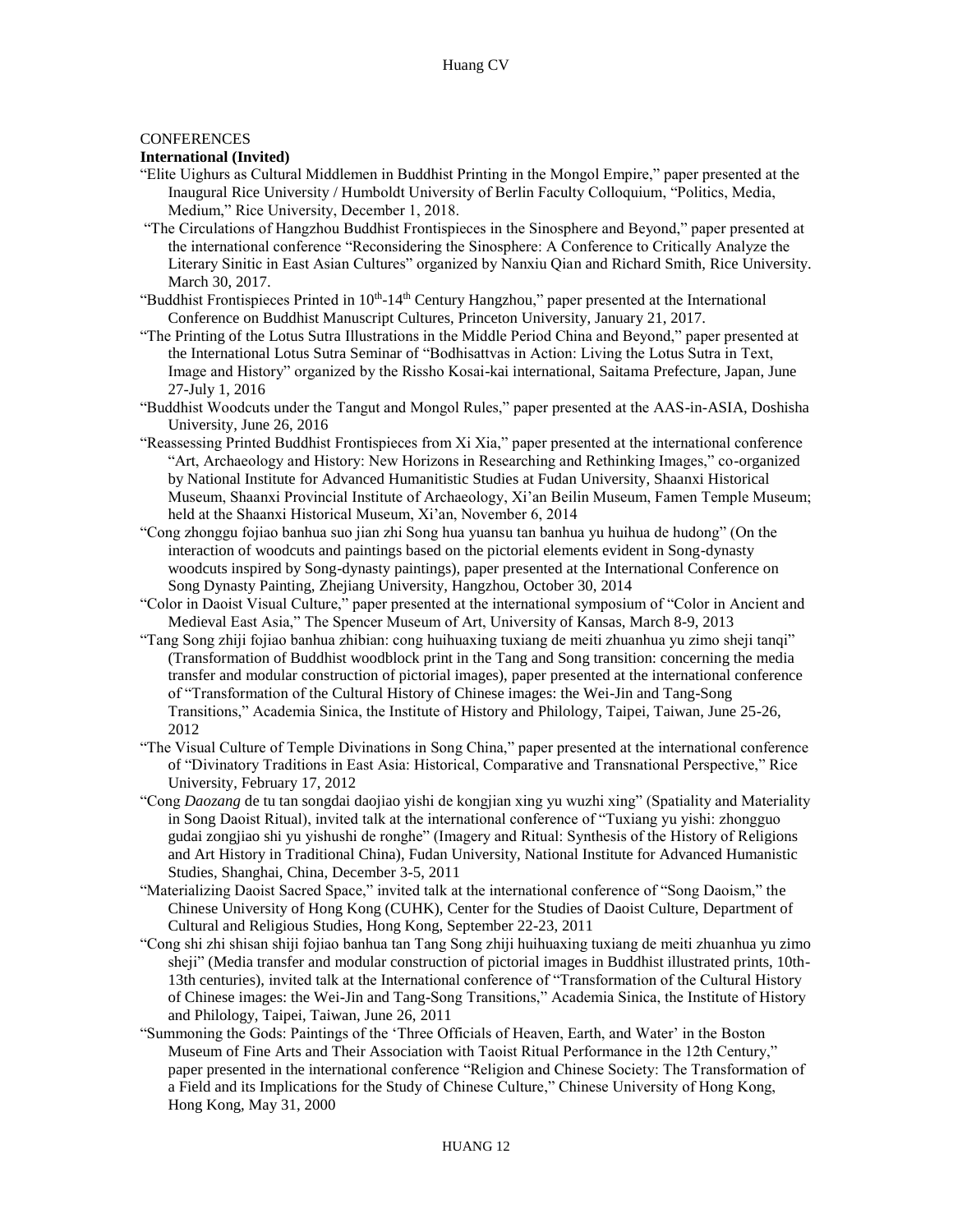CONFERENCES

**International (Invited)**

"Elite Uighurs as Cultural Middlemen in Buddhist Printing in the Mongol Empire," paper presented at the Inaugural Rice University / Humboldt University of Berlin Faculty Colloquium, "Politics, Media, Medium," Rice University, December 1, 2018.

"The Circulations of Hangzhou Buddhist Frontispieces in the Sinosphere and Beyond," paper presented at the international conference "Reconsidering the Sinosphere: A Conference to Critically Analyze the Literary Sinitic in East Asian Cultures" organized by Nanxiu Qian and Richard Smith, Rice University. March 30, 2017.

"Buddhist Frontispieces Printed in 10th-14th Century Hangzhou," paper presented at the International Conference on Buddhist Manuscript Cultures, Princeton University, January 21, 2017.

"The Printing of the Lotus Sutra Illustrations in the Middle Period China and Beyond," paper presented at the International Lotus Sutra Seminar of "Bodhisattvas in Action: Living the Lotus Sutra in Text, Image and History" organized by the Rissho Kosai-kai international, Saitama Prefecture, Japan, June 27-July 1, 2016

"Buddhist Woodcuts under the Tangut and Mongol Rules," paper presented at the AAS-in-ASIA, Doshisha University, June 26, 2016

"Reassessing Printed Buddhist Frontispieces from Xi Xia," paper presented at the international conference "Art, Archaeology and History: New Horizons in Researching and Rethinking Images," co-organized by National Institute for Advanced Humanitistic Studies at Fudan University, Shaanxi Historical Museum, Shaanxi Provincial Institute of Archaeology, Xi'an Beilin Museum, Famen Temple Museum; held at the Shaanxi Historical Museum, Xi'an, November 6, 2014

"Cong zhonggu fojiao banhua suo jian zhi Song hua yuansu tan banhua yu huihua de hudong" (On the interaction of woodcuts and paintings based on the pictorial elements evident in Song-dynasty woodcuts inspired by Song-dynasty paintings), paper presented at the International Conference on Song Dynasty Painting, Zhejiang University, Hangzhou, October 30, 2014

"Color in Daoist Visual Culture," paper presented at the international symposium of "Color in Ancient and Medieval East Asia," The Spencer Museum of Art, University of Kansas, March 8-9, 2013

"Tang Song zhiji fojiao banhua zhibian: cong huihuaxing tuxiang de meiti zhuanhua yu zimo sheji tanqi" (Transformation of Buddhist woodblock print in the Tang and Song transition: concerning the media transfer and modular construction of pictorial images), paper presented at the international conference of "Transformation of the Cultural History of Chinese images: the Wei-Jin and Tang-Song Transitions," Academia Sinica, the Institute of History and Philology, Taipei, Taiwan, June 25-26, 2012

"The Visual Culture of Temple Divinations in Song China," paper presented at the international conference of "Divinatory Traditions in East Asia: Historical, Comparative and Transnational Perspective," Rice University, February 17, 2012

"Cong *Daozang* de tu tan songdai daojiao yishi de kongjian xing yu wuzhi xing" (Spatiality and Materiality in Song Daoist Ritual), invited talk at the international conference of "Tuxiang yu yishi: zhongguo gudai zongjiao shi yu yishushi de ronghe" (Imagery and Ritual: Synthesis of the History of Religions and Art History in Traditional China), Fudan University, National Institute for Advanced Humanistic Studies, Shanghai, China, December 3-5, 2011

"Materializing Daoist Sacred Space," invited talk at the international conference of "Song Daoism," the Chinese University of Hong Kong (CUHK), Center for the Studies of Daoist Culture, Department of Cultural and Religious Studies, Hong Kong, September 22-23, 2011

"Cong shi zhi shisan shiji fojiao banhua tan Tang Song zhiji huihuaxing tuxiang de meiti zhuanhua yu zimo sheji" (Media transfer and modular construction of pictorial images in Buddhist illustrated prints, 10th-13th centuries), invited talk at the International conference of "Transformation of the Cultural History of Chinese images: the Wei-Jin and Tang-Song Transitions," Academia Sinica, the Institute of History and Philology, Taipei, Taiwan, June 26, 2011

"Summoning the Gods: Paintings of the 'Three Officials of Heaven, Earth, and Water' in the Boston Museum of Fine Arts and Their Association with Taoist Ritual Performance in the 12th Century," paper presented in the international conference "Religion and Chinese Society: The Transformation of a Field and its Implications for the Study of Chinese Culture," Chinese University of Hong Kong, Hong Kong, May 31, 2000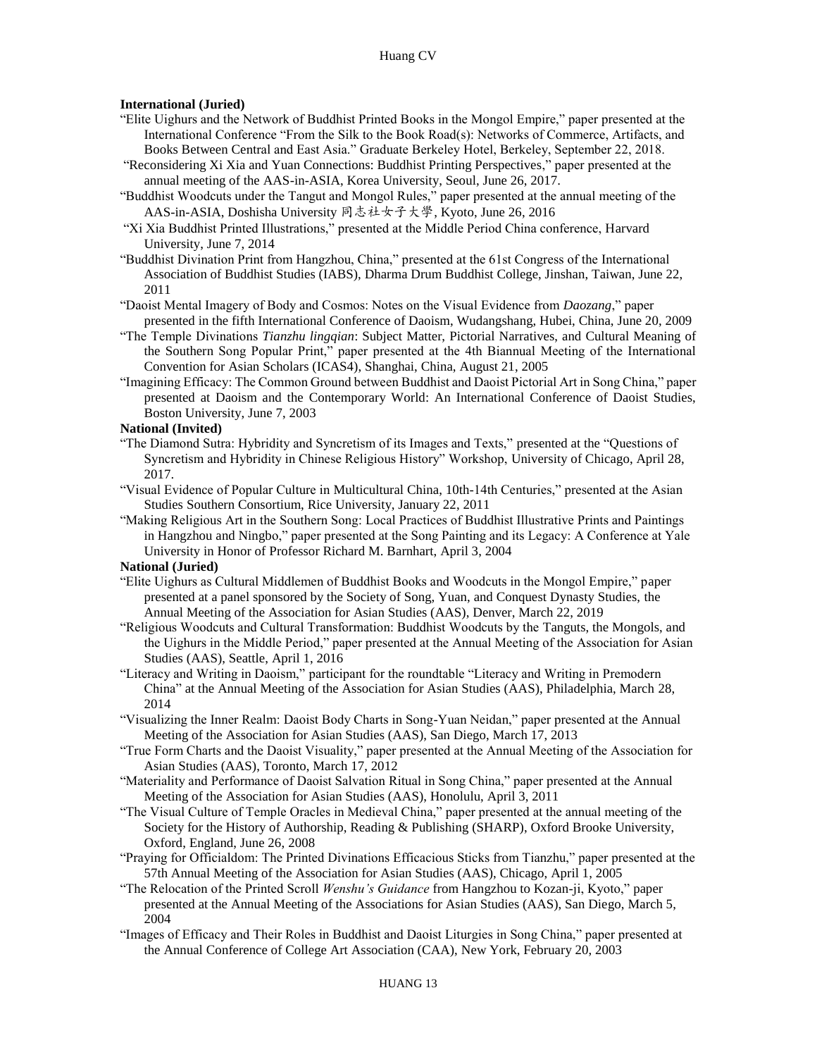**International (Juried)**

"Elite Uighurs and the Network of Buddhist Printed Books in the Mongol Empire," paper presented at the International Conference "From the Silk to the Book Road(s): Networks of Commerce, Artifacts, and Books Between Central and East Asia." Graduate Berkeley Hotel, Berkeley, September 22, 2018.

"Reconsidering Xi Xia and Yuan Connections: Buddhist Printing Perspectives," paper presented at the annual meeting of the AAS-in-ASIA, Korea University, Seoul, June 26, 2017.

"Buddhist Woodcuts under the Tangut and Mongol Rules," paper presented at the annual meeting of the AAS-in-ASIA, Doshisha University 同志社女子大學, Kyoto, June 26, 2016

"Xi Xia Buddhist Printed Illustrations," presented at the Middle Period China conference, Harvard University, June 7, 2014

"Buddhist Divination Print from Hangzhou, China," presented at the 61st Congress of the International Association of Buddhist Studies (IABS), Dharma Drum Buddhist College, Jinshan, Taiwan, June 22, 2011

"Daoist Mental Imagery of Body and Cosmos: Notes on the Visual Evidence from *Daozang*," paper presented in the fifth International Conference of Daoism, Wudangshang, Hubei, China, June 20, 2009

"The Temple Divinations *Tianzhu lingqian*: Subject Matter, Pictorial Narratives, and Cultural Meaning of the Southern Song Popular Print," paper presented at the 4th Biannual Meeting of the International Convention for Asian Scholars (ICAS4), Shanghai, China, August 21, 2005

"Imagining Efficacy: The Common Ground between Buddhist and Daoist Pictorial Art in Song China," paper presented at Daoism and the Contemporary World: An International Conference of Daoist Studies, Boston University, June 7, 2003

**National (Invited)**

"The Diamond Sutra: Hybridity and Syncretism of its Images and Texts," presented at the "Questions of Syncretism and Hybridity in Chinese Religious History" Workshop, University of Chicago, April 28, 2017.

"Visual Evidence of Popular Culture in Multicultural China, 10th-14th Centuries," presented at the Asian Studies Southern Consortium, Rice University, January 22, 2011

"Making Religious Art in the Southern Song: Local Practices of Buddhist Illustrative Prints and Paintings in Hangzhou and Ningbo," paper presented at the Song Painting and its Legacy: A Conference at Yale University in Honor of Professor Richard M. Barnhart, April 3, 2004

**National (Juried)**

"Elite Uighurs as Cultural Middlemen of Buddhist Books and Woodcuts in the Mongol Empire," paper presented at a panel sponsored by the Society of Song, Yuan, and Conquest Dynasty Studies, the Annual Meeting of the Association for Asian Studies (AAS), Denver, March 22, 2019

"Religious Woodcuts and Cultural Transformation: Buddhist Woodcuts by the Tanguts, the Mongols, and the Uighurs in the Middle Period," paper presented at the Annual Meeting of the Association for Asian Studies (AAS), Seattle, April 1, 2016

"Literacy and Writing in Daoism," participant for the roundtable "Literacy and Writing in Premodern China" at the Annual Meeting of the Association for Asian Studies (AAS), Philadelphia, March 28, 2014

"Visualizing the Inner Realm: Daoist Body Charts in Song-Yuan Neidan," paper presented at the Annual Meeting of the Association for Asian Studies (AAS), San Diego, March 17, 2013

"True Form Charts and the Daoist Visuality," paper presented at the Annual Meeting of the Association for Asian Studies (AAS), Toronto, March 17, 2012

"Materiality and Performance of Daoist Salvation Ritual in Song China," paper presented at the Annual Meeting of the Association for Asian Studies (AAS), Honolulu, April 3, 2011

"The Visual Culture of Temple Oracles in Medieval China," paper presented at the annual meeting of the Society for the History of Authorship, Reading & Publishing (SHARP), Oxford Brooke University, Oxford, England, June 26, 2008

"Praying for Officialdom: The Printed Divinations Efficacious Sticks from Tianzhu," paper presented at the 57th Annual Meeting of the Association for Asian Studies (AAS), Chicago, April 1, 2005

"The Relocation of the Printed Scroll *Wenshu's Guidance* from Hangzhou to Kozan-ji, Kyoto," paper presented at the Annual Meeting of the Associations for Asian Studies (AAS), San Diego, March 5, 2004

"Images of Efficacy and Their Roles in Buddhist and Daoist Liturgies in Song China," paper presented at the Annual Conference of College Art Association (CAA), New York, February 20, 2003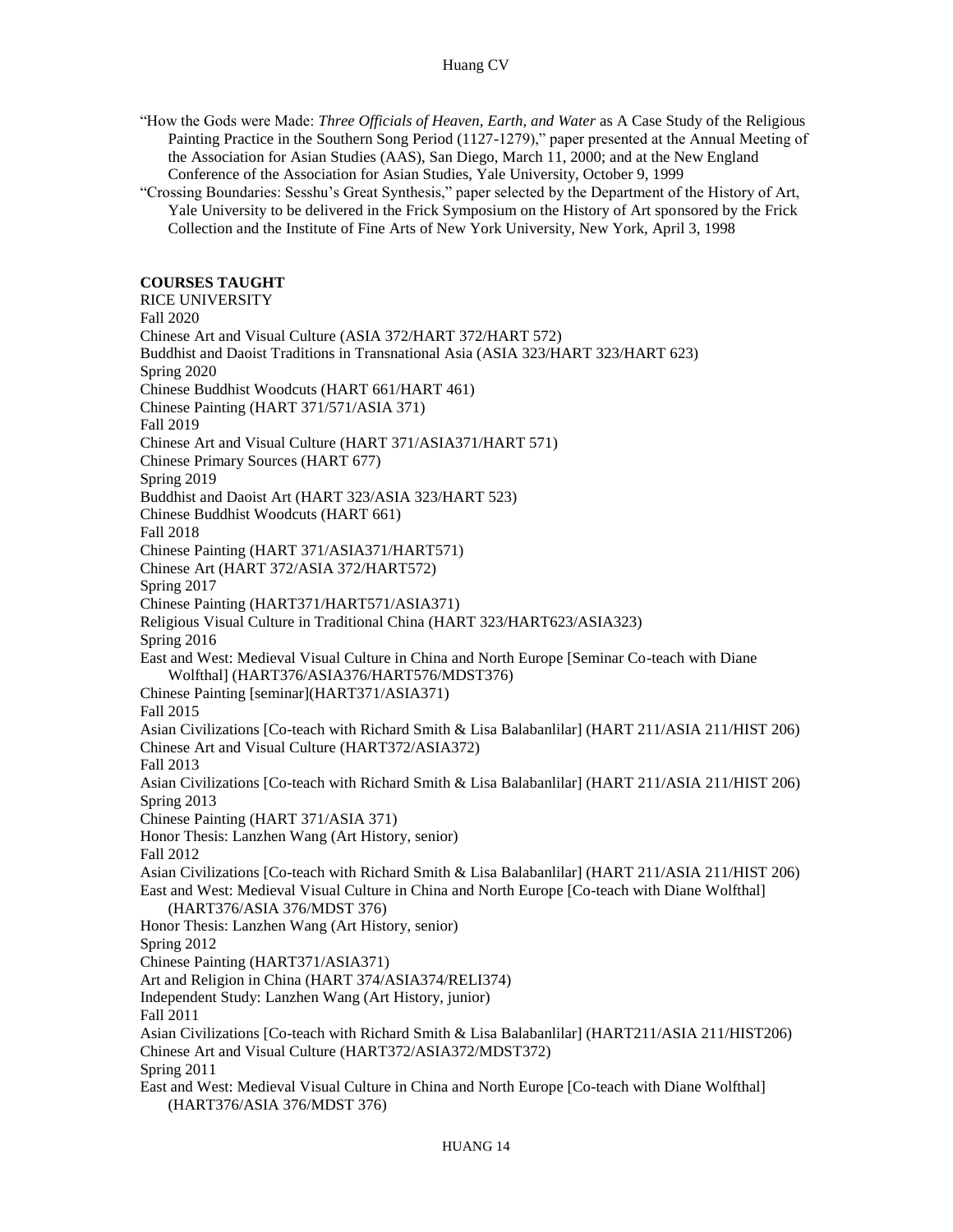"How the Gods were Made: *Three Officials of Heaven, Earth, and Water* as A Case Study of the Religious Painting Practice in the Southern Song Period (1127-1279)," paper presented at the Annual Meeting of the Association for Asian Studies (AAS), San Diego, March 11, 2000; and at the New England Conference of the Association for Asian Studies, Yale University, October 9, 1999

"Crossing Boundaries: Sesshu's Great Synthesis," paper selected by the Department of the History of Art, Yale University to be delivered in the Frick Symposium on the History of Art sponsored by the Frick Collection and the Institute of Fine Arts of New York University, New York, April 3, 1998

**COURSES TAUGHT**

RICE UNIVERSITY

Fall 2020

Chinese Art and Visual Culture (ASIA 372/HART 372/HART 572)

Buddhist and Daoist Traditions in Transnational Asia (ASIA 323/HART 323/HART 623)

Spring 2020

Chinese Buddhist Woodcuts (HART 661/HART 461)

Chinese Painting (HART 371/571/ASIA 371)

Fall 2019

Chinese Art and Visual Culture (HART 371/ASIA371/HART 571)

Chinese Primary Sources (HART 677)

Spring 2019

Buddhist and Daoist Art (HART 323/ASIA 323/HART 523)

Chinese Buddhist Woodcuts (HART 661)

Fall 2018

Chinese Painting (HART 371/ASIA371/HART571)

Chinese Art (HART 372/ASIA 372/HART572)

Spring 2017

Chinese Painting (HART371/HART571/ASIA371)

Religious Visual Culture in Traditional China (HART 323/HART623/ASIA323)

Spring 2016

East and West: Medieval Visual Culture in China and North Europe [Seminar Co-teach with Diane Wolfthal] (HART376/ASIA376/HART576/MDST376)

Chinese Painting [seminar](HART371/ASIA371)

Fall 2015

Asian Civilizations [Co-teach with Richard Smith & Lisa Balabanlilar] (HART 211/ASIA 211/HIST 206)

Chinese Art and Visual Culture (HART372/ASIA372)

Fall 2013

Asian Civilizations [Co-teach with Richard Smith & Lisa Balabanlilar] (HART 211/ASIA 211/HIST 206)

Spring 2013

Chinese Painting (HART 371/ASIA 371)

Honor Thesis: Lanzhen Wang (Art History, senior)

Fall 2012

Asian Civilizations [Co-teach with Richard Smith & Lisa Balabanlilar] (HART 211/ASIA 211/HIST 206)

East and West: Medieval Visual Culture in China and North Europe [Co-teach with Diane Wolfthal] (HART376/ASIA 376/MDST 376)

Honor Thesis: Lanzhen Wang (Art History, senior)

Spring 2012

Chinese Painting (HART371/ASIA371)

Art and Religion in China (HART 374/ASIA374/RELI374)

Independent Study: Lanzhen Wang (Art History, junior)

Fall 2011

Asian Civilizations [Co-teach with Richard Smith & Lisa Balabanlilar] (HART211/ASIA 211/HIST206)

Chinese Art and Visual Culture (HART372/ASIA372/MDST372)

Spring 2011

East and West: Medieval Visual Culture in China and North Europe [Co-teach with Diane Wolfthal] (HART376/ASIA 376/MDST 376)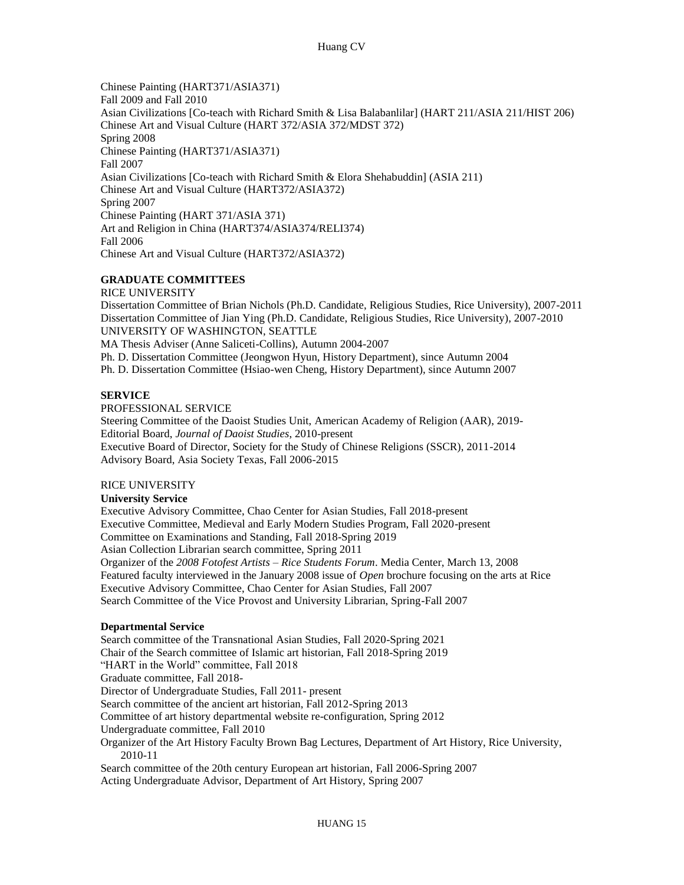Chinese Painting (HART371/ASIA371)
Fall 2009 and Fall 2010
Asian Civilizations [Co-teach with Richard Smith & Lisa Balabanlilar] (HART 211/ASIA 211/HIST 206)
Chinese Art and Visual Culture (HART 372/ASIA 372/MDST 372)
Spring 2008
Chinese Painting (HART371/ASIA371)
Fall 2007
Asian Civilizations [Co-teach with Richard Smith & Elora Shehabuddin] (ASIA 211)
Chinese Art and Visual Culture (HART372/ASIA372)
Spring 2007
Chinese Painting (HART 371/ASIA 371)
Art and Religion in China (HART374/ASIA374/RELI374)
Fall 2006
Chinese Art and Visual Culture (HART372/ASIA372)

## GRADUATE COMMITTEES

RICE UNIVERSITY
Dissertation Committee of Brian Nichols (Ph.D. Candidate, Religious Studies, Rice University), 2007-2011
Dissertation Committee of Jian Ying (Ph.D. Candidate, Religious Studies, Rice University), 2007-2010
UNIVERSITY OF WASHINGTON, SEATTLE
MA Thesis Adviser (Anne Saliceti-Collins), Autumn 2004-2007
Ph. D. Dissertation Committee (Jeongwon Hyun, History Department), since Autumn 2004
Ph. D. Dissertation Committee (Hsiao-wen Cheng, History Department), since Autumn 2007

## SERVICE

PROFESSIONAL SERVICE
Steering Committee of the Daoist Studies Unit, American Academy of Religion (AAR), 2019-
Editorial Board, *Journal of Daoist Studies*, 2010-present
Executive Board of Director, Society for the Study of Chinese Religions (SSCR), 2011-2014
Advisory Board, Asia Society Texas, Fall 2006-2015

RICE UNIVERSITY

**University Service**

Executive Advisory Committee, Chao Center for Asian Studies, Fall 2018-present
Executive Committee, Medieval and Early Modern Studies Program, Fall 2020-present
Committee on Examinations and Standing, Fall 2018-Spring 2019
Asian Collection Librarian search committee, Spring 2011
Organizer of the *2008 Fotofest Artists – Rice Students Forum*. Media Center, March 13, 2008
Featured faculty interviewed in the January 2008 issue of *Open* brochure focusing on the arts at Rice
Executive Advisory Committee, Chao Center for Asian Studies, Fall 2007
Search Committee of the Vice Provost and University Librarian, Spring-Fall 2007

**Departmental Service**

Search committee of the Transnational Asian Studies, Fall 2020-Spring 2021
Chair of the Search committee of Islamic art historian, Fall 2018-Spring 2019
"HART in the World" committee, Fall 2018
Graduate committee, Fall 2018-
Director of Undergraduate Studies, Fall 2011- present
Search committee of the ancient art historian, Fall 2012-Spring 2013
Committee of art history departmental website re-configuration, Spring 2012
Undergraduate committee, Fall 2010
Organizer of the Art History Faculty Brown Bag Lectures, Department of Art History, Rice University, 2010-11
Search committee of the 20th century European art historian, Fall 2006-Spring 2007
Acting Undergraduate Advisor, Department of Art History, Spring 2007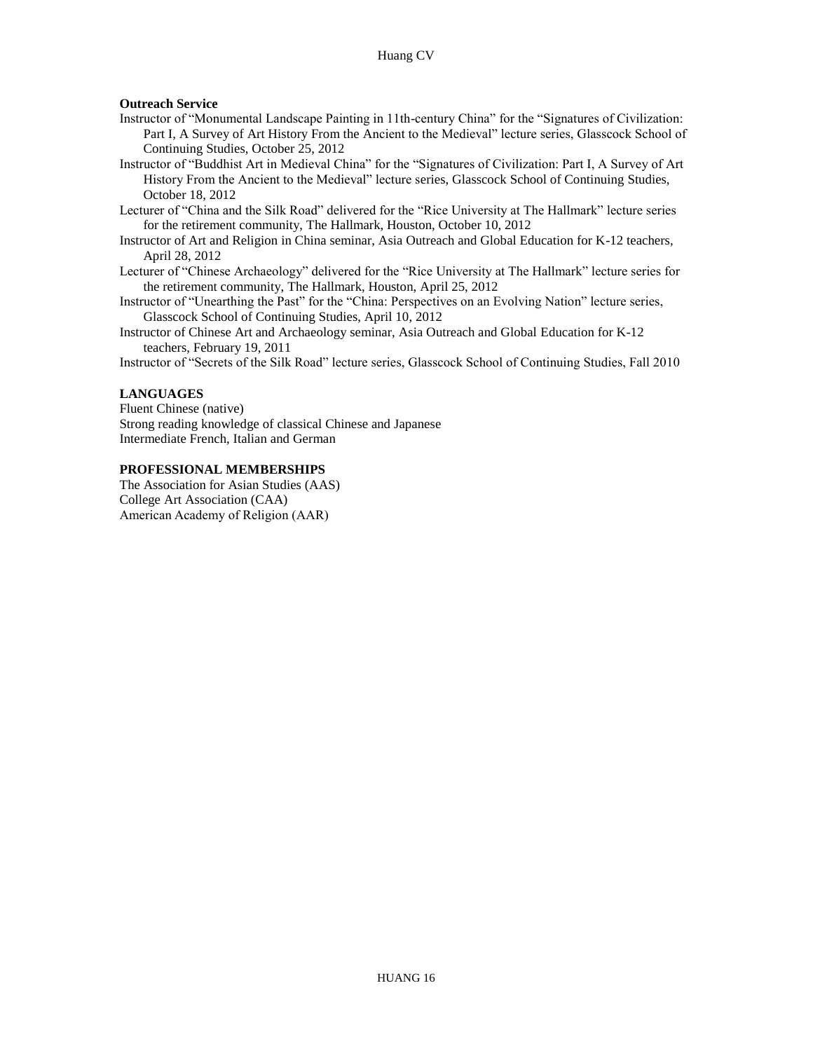**Outreach Service**

Instructor of "Monumental Landscape Painting in 11th-century China" for the "Signatures of Civilization: Part I, A Survey of Art History From the Ancient to the Medieval" lecture series, Glasscock School of Continuing Studies, October 25, 2012

Instructor of "Buddhist Art in Medieval China" for the "Signatures of Civilization: Part I, A Survey of Art History From the Ancient to the Medieval" lecture series, Glasscock School of Continuing Studies, October 18, 2012

Lecturer of "China and the Silk Road" delivered for the "Rice University at The Hallmark" lecture series for the retirement community, The Hallmark, Houston, October 10, 2012

Instructor of Art and Religion in China seminar, Asia Outreach and Global Education for K-12 teachers, April 28, 2012

Lecturer of "Chinese Archaeology" delivered for the "Rice University at The Hallmark" lecture series for the retirement community, The Hallmark, Houston, April 25, 2012

Instructor of "Unearthing the Past" for the "China: Perspectives on an Evolving Nation" lecture series, Glasscock School of Continuing Studies, April 10, 2012

Instructor of Chinese Art and Archaeology seminar, Asia Outreach and Global Education for K-12 teachers, February 19, 2011

Instructor of "Secrets of the Silk Road" lecture series, Glasscock School of Continuing Studies, Fall 2010

**LANGUAGES**

Fluent Chinese (native)
Strong reading knowledge of classical Chinese and Japanese
Intermediate French, Italian and German

**PROFESSIONAL MEMBERSHIPS**

The Association for Asian Studies (AAS)
College Art Association (CAA)
American Academy of Religion (AAR)